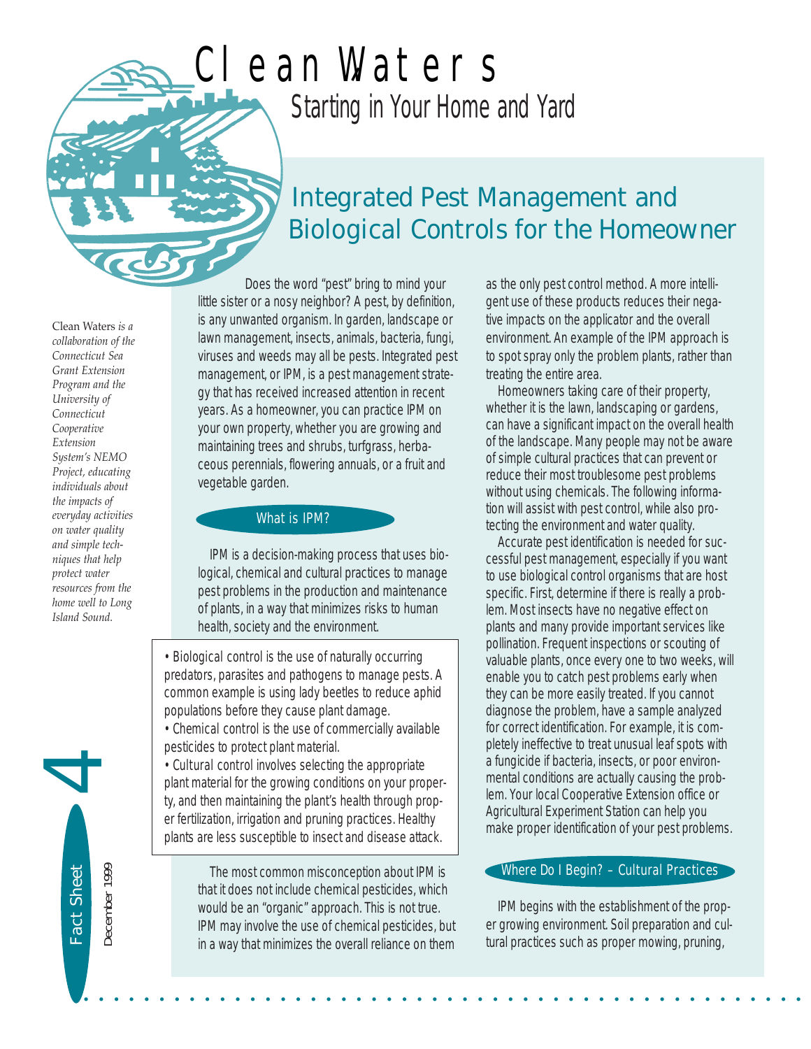# Clean Waters

## Starting in Your Home and Yard

## Integrated Pest Management and Biological Controls for the Homeowner

*Clean Waters is a collaboration of the Connecticut Sea Grant Extension Program and the University of Connecticut Cooperative Extension System's NEMO Project, educating individuals about the impacts of everyday activities on water quality and simple techniques that help protect water resources from the home well to Long Island Sound.*

Fact Sheet 4

December 1999

Does the word "pest" bring to mind your little sister or a nosy neighbor? A pest, by definition, is any unwanted organism. In garden, landscape or lawn management, insects, animals, bacteria, fungi, viruses and weeds may all be pests. Integrated pest management, or IPM, is a pest management strategy that has received increased attention in recent years. As a homeowner, you can practice IPM on your own property, whether you are growing and maintaining trees and shrubs, turfgrass, herbaceous perennials, flowering annuals, or a fruit and vegetable garden.

### What is IPM?

IPM is a decision-making process that uses biological, chemical and cultural practices to manage pest problems in the production and maintenance of plants, in a way that minimizes risks to human health, society and the environment.

- Biological control is the use of naturally occurring predators, parasites and pathogens to manage pests. A common example is using lady beetles to reduce aphid populations before they cause plant damage.
- Chemical control is the use of commercially available pesticides to protect plant material.
- Cultural control involves selecting the appropriate plant material for the growing conditions on your property, and then maintaining the plant's health through proper fertilization, irrigation and pruning practices. Healthy plants are less susceptible to insect and disease attack.

The most common misconception about IPM is that it does not include chemical pesticides, which would be an "organic" approach. This is not true. IPM may involve the use of chemical pesticides, but in a way that minimizes the overall reliance on them as the only pest control method. A more intelligent use of these products reduces their negative impacts on the applicator and the overall environment. An example of the IPM approach is to spot spray only the problem plants, rather than treating the entire area.

Homeowners taking care of their property, whether it is the lawn, landscaping or gardens, can have a significant impact on the overall health of the landscape. Many people may not be aware of simple cultural practices that can prevent or reduce their most troublesome pest problems without using chemicals. The following information will assist with pest control, while also protecting the environment and water quality.

Accurate pest identification is needed for successful pest management, especially if you want to use biological control organisms that are host specific. First, determine if there is really a problem. Most insects have no negative effect on plants and many provide important services like pollination. Frequent inspections or scouting of valuable plants, once every one to two weeks, will enable you to catch pest problems early when they can be more easily treated. If you cannot diagnose the problem, have a sample analyzed for correct identification. For example, it is completely ineffective to treat unusual leaf spots with a fungicide if bacteria, insects, or poor environmental conditions are actually causing the problem. Your local Cooperative Extension office or Agricultural Experiment Station can help you make proper identification of your pest problems.

### Where Do I Begin? – Cultural Practices

IPM begins with the establishment of the proper growing environment. Soil preparation and cultural practices such as proper mowing, pruning,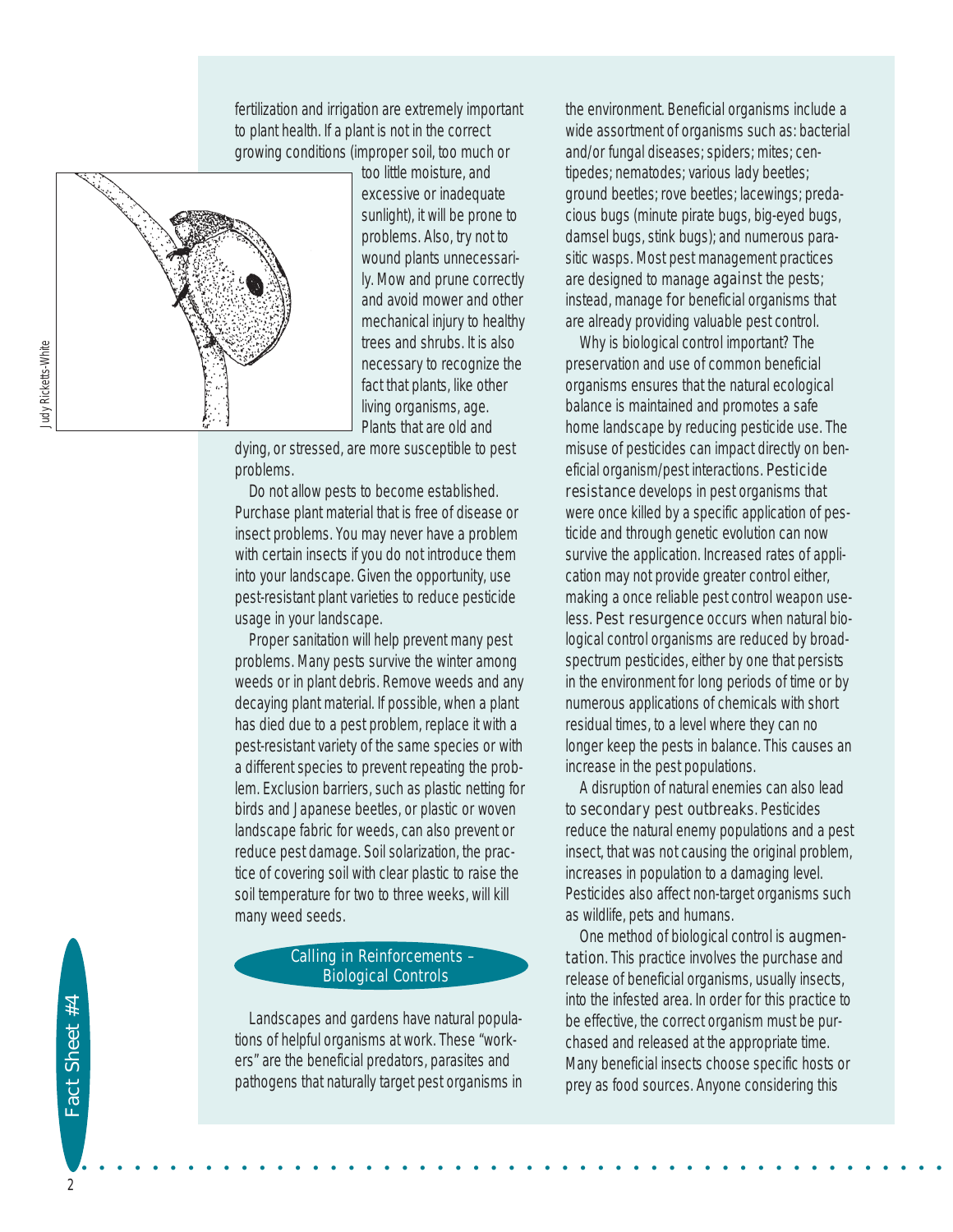fertilization and irrigation are extremely important to plant health. If a plant is not in the correct growing conditions (improper soil, too much or too little moisture, and excessive or inadequate sunlight), it will be prone to problems. Also, try not to wound plants unnecessarily. Mow and prune correctly and avoid mower and other mechanical injury to healthy trees and shrubs. It is also necessary to recognize the fact that plants, like other living organisms, age. Plants that are old and dying, or stressed, are more susceptible to pest problems.

Judy Ricketts-White

Do not allow pests to become established. Purchase plant material that is free of disease or insect problems. You may never have a problem with certain insects if you do not introduce them into your landscape. Given the opportunity, use pest-resistant plant varieties to reduce pesticide usage in your landscape.

Proper sanitation will help prevent many pest problems. Many pests survive the winter among weeds or in plant debris. Remove weeds and any decaying plant material. If possible, when a plant has died due to a pest problem, replace it with a pest-resistant variety of the same species or with a different species to prevent repeating the problem. Exclusion barriers, such as plastic netting for birds and Japanese beetles, or plastic or woven landscape fabric for weeds, can also prevent or reduce pest damage. Soil solarization, the practice of covering soil with clear plastic to raise the soil temperature for two to three weeks, will kill many weed seeds.

## Calling in Reinforcements – Biological Controls

Landscapes and gardens have natural populations of helpful organisms at work. These "workers" are the beneficial predators, parasites and pathogens that naturally target pest organisms in the environment. Beneficial organisms include a wide assortment of organisms such as: bacterial and/or fungal diseases; spiders; mites; centipedes; nematodes; various lady beetles; ground beetles; rove beetles; lacewings; predacious bugs (minute pirate bugs, big-eyed bugs, damsel bugs, stink bugs); and numerous parasitic wasps. Most pest management practices are designed to manage against the pests; instead, manage for beneficial organisms that are already providing valuable pest control.

Why is biological control important? The preservation and use of common beneficial organisms ensures that the natural ecological balance is maintained and promotes a safe home landscape by reducing pesticide use. The misuse of pesticides can impact directly on beneficial organism/pest interactions. Pesticide resistance develops in pest organisms that were once killed by a specific application of pesticide and through genetic evolution can now survive the application. Increased rates of application may not provide greater control either, making a once reliable pest control weapon useless. Pest resurgence occurs when natural biological control organisms are reduced by broad-spectrum pesticides, either by one that persists in the environment for long periods of time or by numerous applications of chemicals with short residual times, to a level where they can no longer keep the pests in balance. This causes an increase in the pest populations.

A disruption of natural enemies can also lead to secondary pest outbreaks. Pesticides reduce the natural enemy populations and a pest insect, that was not causing the original problem, increases in population to a damaging level. Pesticides also affect non-target organisms such as wildlife, pets and humans.

One method of biological control is augmentation. This practice involves the purchase and release of beneficial organisms, usually insects, into the infested area. In order for this practice to be effective, the correct organism must be purchased and released at the appropriate time. Many beneficial insects choose specific hosts or prey as food sources. Anyone considering this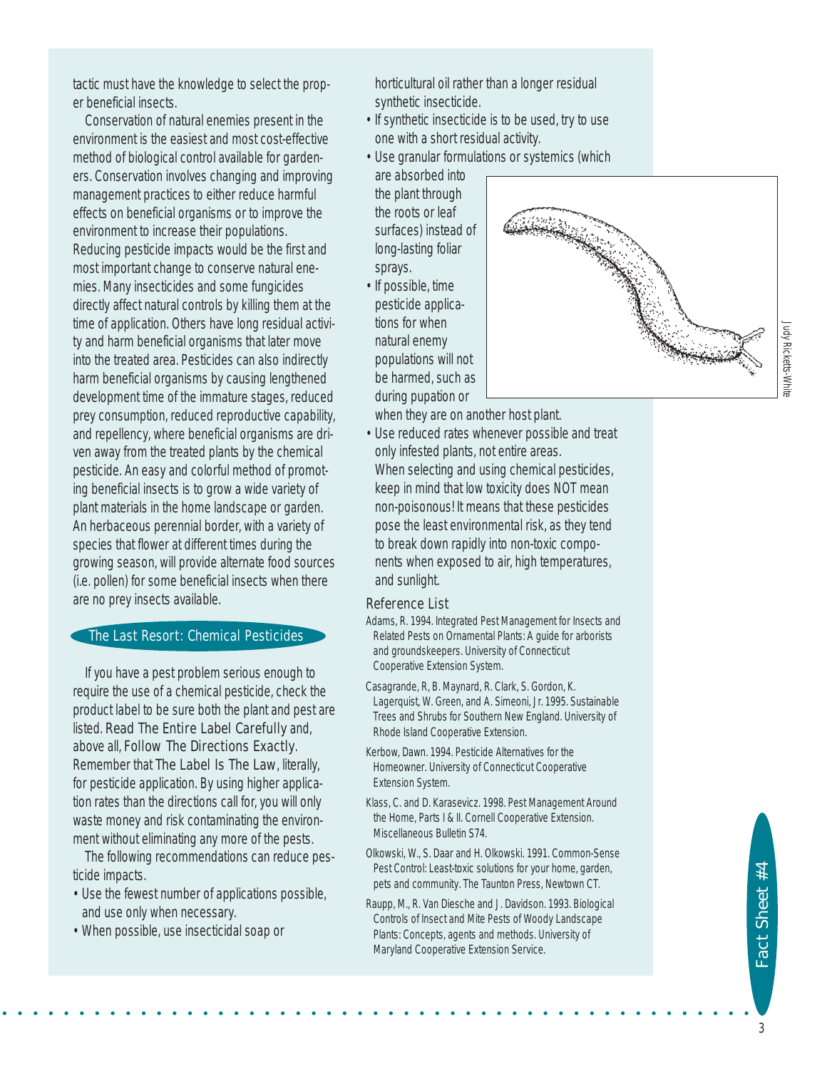tactic must have the knowledge to select the proper beneficial insects.

Conservation of natural enemies present in the environment is the easiest and most cost-effective method of biological control available for gardeners. Conservation involves changing and improving management practices to either reduce harmful effects on beneficial organisms or to improve the environment to increase their populations. Reducing pesticide impacts would be the first and most important change to conserve natural enemies. Many insecticides and some fungicides directly affect natural controls by killing them at the time of application. Others have long residual activity and harm beneficial organisms that later move into the treated area. Pesticides can also indirectly harm beneficial organisms by causing lengthened development time of the immature stages, reduced prey consumption, reduced reproductive capability, and repellency, where beneficial organisms are driven away from the treated plants by the chemical pesticide. An easy and colorful method of promoting beneficial insects is to grow a wide variety of plant materials in the home landscape or garden. An herbaceous perennial border, with a variety of species that flower at different times during the growing season, will provide alternate food sources (i.e. pollen) for some beneficial insects when there are no prey insects available.

## The Last Resort: Chemical Pesticides

If you have a pest problem serious enough to require the use of a chemical pesticide, check the product label to be sure both the plant and pest are listed. Read The Entire Label Carefully and, above all, Follow The Directions Exactly. Remember that The Label Is The Law, literally, for pesticide application. By using higher application rates than the directions call for, you will only waste money and risk contaminating the environment without eliminating any more of the pests.

The following recommendations can reduce pesticide impacts.

- Use the fewest number of applications possible, and use only when necessary.
- When possible, use insecticidal soap or horticultural oil rather than a longer residual synthetic insecticide.
- If synthetic insecticide is to be used, try to use one with a short residual activity.
- Use granular formulations or systemics (which are absorbed into the plant through the roots or leaf surfaces) instead of long-lasting foliar sprays.
- If possible, time pesticide applications for when natural enemy populations will not be harmed, such as during pupation or when they are on another host plant.
- Use reduced rates whenever possible and treat only infested plants, not entire areas.

When selecting and using chemical pesticides, keep in mind that low toxicity does NOT mean non-poisonous! It means that these pesticides pose the least environmental risk, as they tend to break down rapidly into non-toxic components when exposed to air, high temperatures, and sunlight.

Judy Ricketts-White

### Reference List

Adams, R. 1994. Integrated Pest Management for Insects and Related Pests on Ornamental Plants: A guide for arborists and groundskeepers. University of Connecticut Cooperative Extension System.

Casagrande, R, B. Maynard, R. Clark, S. Gordon, K. Lagerquist, W. Green, and A. Simeoni, Jr. 1995. Sustainable Trees and Shrubs for Southern New England. University of Rhode Island Cooperative Extension.

Kerbow, Dawn. 1994. Pesticide Alternatives for the Homeowner. University of Connecticut Cooperative Extension System.

Klass, C. and D. Karasevicz. 1998. Pest Management Around the Home, Parts I & II. Cornell Cooperative Extension. Miscellaneous Bulletin S74.

Olkowski, W., S. Daar and H. Olkowski. 1991. Common-Sense Pest Control: Least-toxic solutions for your home, garden, pets and community. The Taunton Press, Newtown CT.

Raupp, M., R. Van Diesche and J. Davidson. 1993. Biological Controls of Insect and Mite Pests of Woody Landscape Plants: Concepts, agents and methods. University of Maryland Cooperative Extension Service.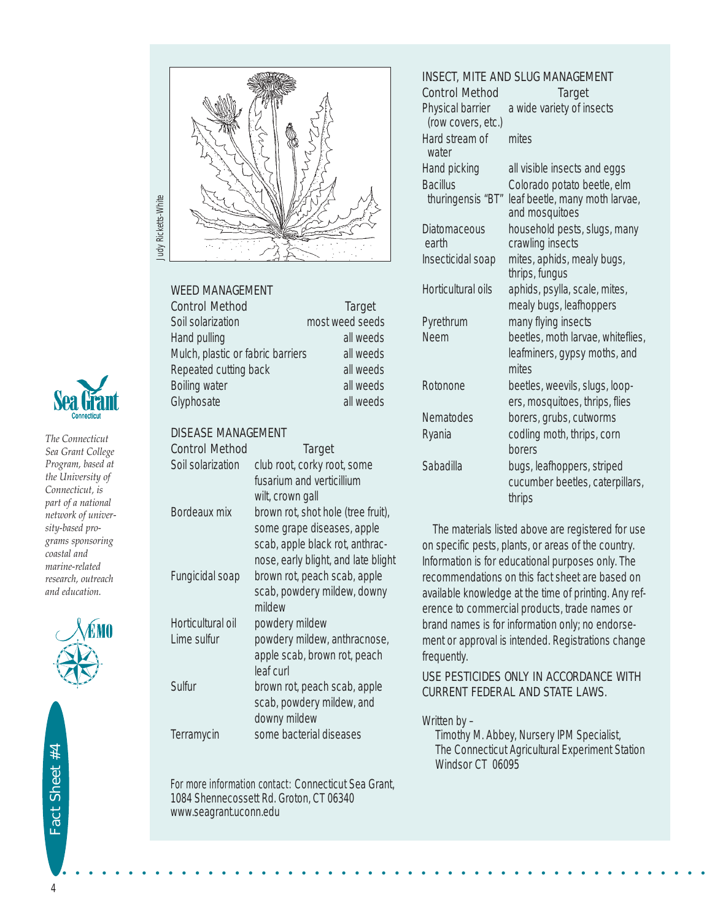Judy Ricketts-White

## WEED MANAGEMENT

| Control Method | Target |
|---|---|
| Soil solarization | most weed seeds |
| Hand pulling | all weeds |
| Mulch, plastic or fabric barriers | all weeds |
| Repeated cutting back | all weeds |
| Boiling water | all weeds |
| Glyphosate | all weeds |

## DISEASE MANAGEMENT

| Control Method | Target |
|---|---|
| Soil solarization | club root, corky root, some fusarium and verticillium wilt, crown gall |
| Bordeaux mix | brown rot, shot hole (tree fruit), some grape diseases, apple scab, apple black rot, anthracnose, early blight, and late blight |
| Fungicidal soap | brown rot, peach scab, apple scab, powdery mildew, downy mildew |
| Horticultural oil | powdery mildew |
| Lime sulfur | powdery mildew, anthracnose, apple scab, brown rot, peach leaf curl |
| Sulfur | brown rot, peach scab, apple scab, powdery mildew, and downy mildew |
| Terramycin | some bacterial diseases |

For more information contact: Connecticut Sea Grant, 1084 Shennecossett Rd. Groton, CT 06340
www.seagrant.uconn.edu

## INSECT, MITE AND SLUG MANAGEMENT

| Control Method | Target |
|---|---|
| Physical barrier (row covers, etc.) | a wide variety of insects |
| Hard stream of water | mites |
| Hand picking | all visible insects and eggs |
| Bacillus thuringensis "BT" | Colorado potato beetle, elm leaf beetle, many moth larvae, and mosquitoes |
| Diatomaceous earth | household pests, slugs, many crawling insects |
| Insecticidal soap | mites, aphids, mealy bugs, thrips, fungus |
| Horticultural oils | aphids, psylla, scale, mites, mealy bugs, leafhoppers |
| Pyrethrum | many flying insects |
| Neem | beetles, moth larvae, whiteflies, leafminers, gypsy moths, and mites |
| Rotonone | beetles, weevils, slugs, loopers, mosquitoes, thrips, flies |
| Nematodes | borers, grubs, cutworms |
| Ryania | codling moth, thrips, corn borers |
| Sabadilla | bugs, leafhoppers, striped cucumber beetles, caterpillars, thrips |

The materials listed above are registered for use on specific pests, plants, or areas of the country. Information is for educational purposes only. The recommendations on this fact sheet are based on available knowledge at the time of printing. Any reference to commercial products, trade names or brand names is for information only; no endorsement or approval is intended. Registrations change frequently.

USE PESTICIDES ONLY IN ACCORDANCE WITH CURRENT FEDERAL AND STATE LAWS.

Written by –
Timothy M. Abbey, Nursery IPM Specialist,
The Connecticut Agricultural Experiment Station
Windsor CT 06095

Sea Grant Connecticut

*The Connecticut Sea Grant College Program, based at the University of Connecticut, is part of a national network of university-based programs sponsoring coastal and marine-related research, outreach and education.*

NEMO

Fact Sheet #4